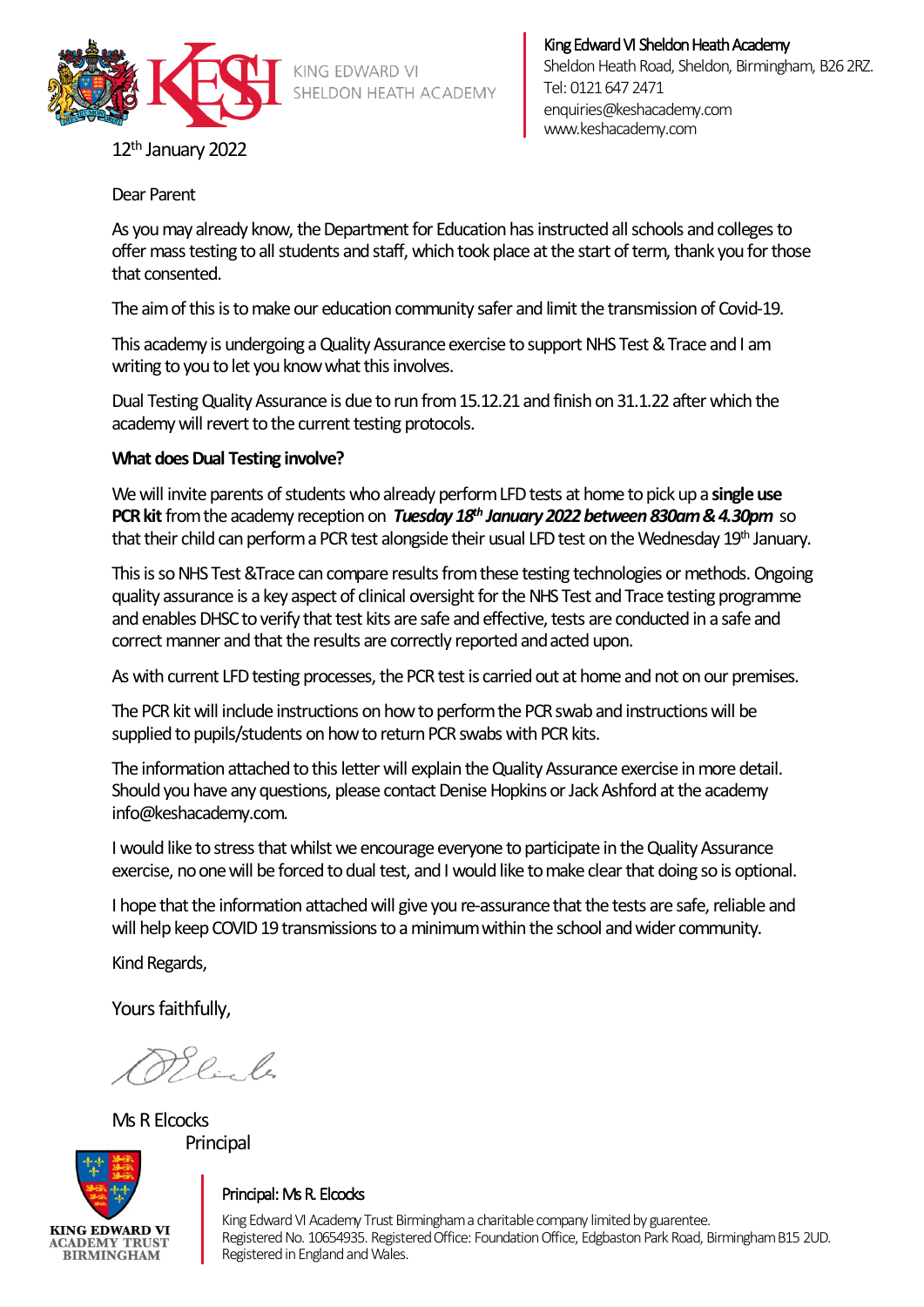King Edward VI Sheldon Heath Academy
Sheldon Heath Road, Sheldon, Birmingham, B26 2RZ.
Tel: 0121 647 2471
enquiries@keshacademy.com
www.keshacademy.com

12th January 2022

Dear Parent

As you may already know, the Department for Education has instructed all schools and colleges to offer mass testing to all students and staff, which took place at the start of term, thank you for those that consented.

The aim of this is to make our education community safer and limit the transmission of Covid-19.

This academy is undergoing a Quality Assurance exercise to support NHS Test & Trace and I am writing to you to let you know what this involves.

Dual Testing Quality Assurance is due to run from 15.12.21 and finish on 31.1.22 after which the academy will revert to the current testing protocols.

**What does Dual Testing involve?**

We will invite parents of students who already perform LFD tests at home to pick up a **single use PCR kit** from the academy reception on ***Tuesday 18th January 2022 between 830am & 4.30pm*** so that their child can perform a PCR test alongside their usual LFD test on the Wednesday 19th January.

This is so NHS Test &Trace can compare results from these testing technologies or methods. Ongoing quality assurance is a key aspect of clinical oversight for the NHS Test and Trace testing programme and enables DHSC to verify that test kits are safe and effective, tests are conducted in a safe and correct manner and that the results are correctly reported and acted upon.

As with current LFD testing processes, the PCR test is carried out at home and not on our premises.

The PCR kit will include instructions on how to perform the PCR swab and instructions will be supplied to pupils/students on how to return PCR swabs with PCR kits.

The information attached to this letter will explain the Quality Assurance exercise in more detail. Should you have any questions, please contact Denise Hopkins or Jack Ashford at the academy info@keshacademy.com.

I would like to stress that whilst we encourage everyone to participate in the Quality Assurance exercise, no one will be forced to dual test, and I would like to make clear that doing so is optional.

I hope that the information attached will give you re-assurance that the tests are safe, reliable and will help keep COVID 19 transmissions to a minimum within the school and wider community.

Kind Regards,

Yours faithfully,

Ms R Elcocks
Principal

Principal: Ms R. Elcocks

King Edward VI Academy Trust Birmingham a charitable company limited by guarentee.
Registered No. 10654935. Registered Office: Foundation Office, Edgbaston Park Road, Birmingham B15 2UD.
Registered in England and Wales.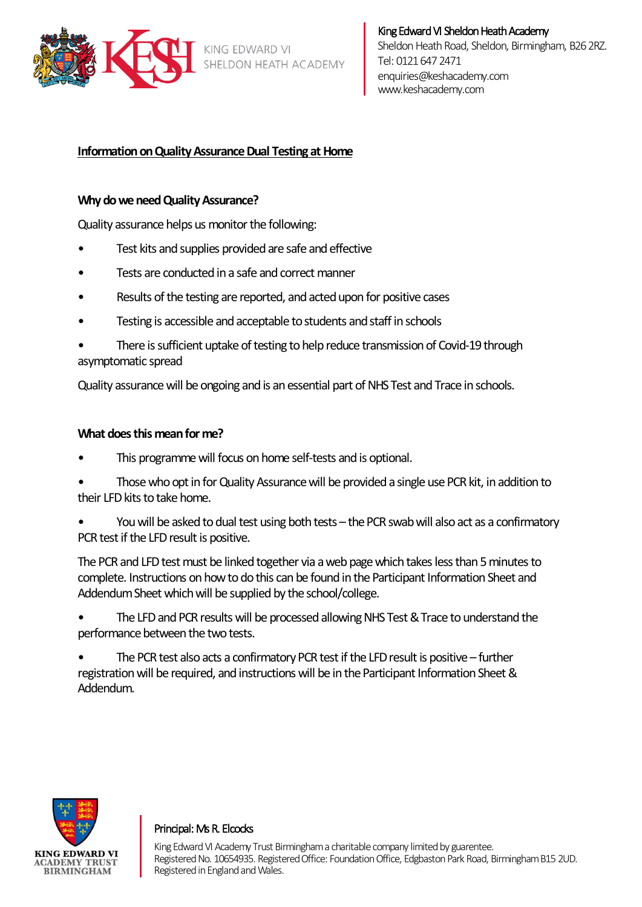**Information on Quality Assurance Dual Testing at Home**

**Why do we need Quality Assurance?**

Quality assurance helps us monitor the following:

- Test kits and supplies provided are safe and effective
- Tests are conducted in a safe and correct manner
- Results of the testing are reported, and acted upon for positive cases
- Testing is accessible and acceptable to students and staff in schools
- There is sufficient uptake of testing to help reduce transmission of Covid-19 through asymptomatic spread

Quality assurance will be ongoing and is an essential part of NHS Test and Trace in schools.

**What does this mean for me?**

- This programme will focus on home self-tests and is optional.
- Those who opt in for Quality Assurance will be provided a single use PCR kit, in addition to their LFD kits to take home.
- You will be asked to dual test using both tests – the PCR swab will also act as a confirmatory PCR test if the LFD result is positive.

The PCR and LFD test must be linked together via a web page which takes less than 5 minutes to complete. Instructions on how to do this can be found in the Participant Information Sheet and Addendum Sheet which will be supplied by the school/college.

- The LFD and PCR results will be processed allowing NHS Test & Trace to understand the performance between the two tests.
- The PCR test also acts a confirmatory PCR test if the LFD result is positive – further registration will be required, and instructions will be in the Participant Information Sheet & Addendum.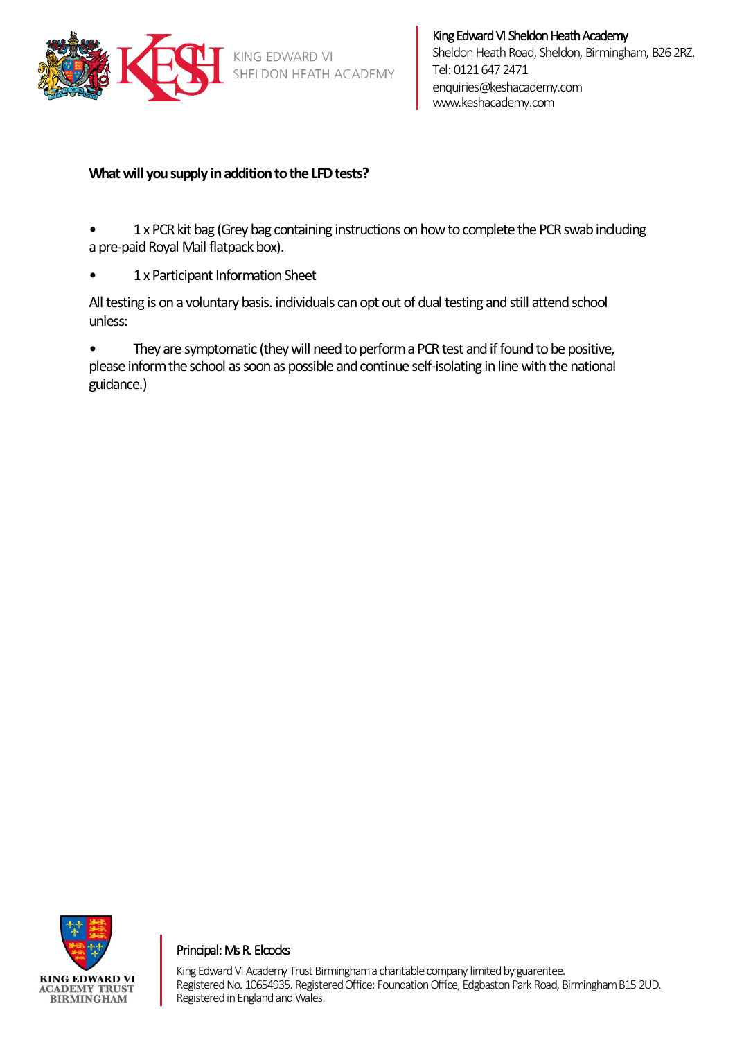**What will you supply in addition to the LFD tests?**

- 1 x PCR kit bag (Grey bag containing instructions on how to complete the PCR swab including a pre-paid Royal Mail flatpack box).
- 1 x Participant Information Sheet

All testing is on a voluntary basis. individuals can opt out of dual testing and still attend school unless:

- They are symptomatic (they will need to perform a PCR test and if found to be positive, please inform the school as soon as possible and continue self-isolating in line with the national guidance.)